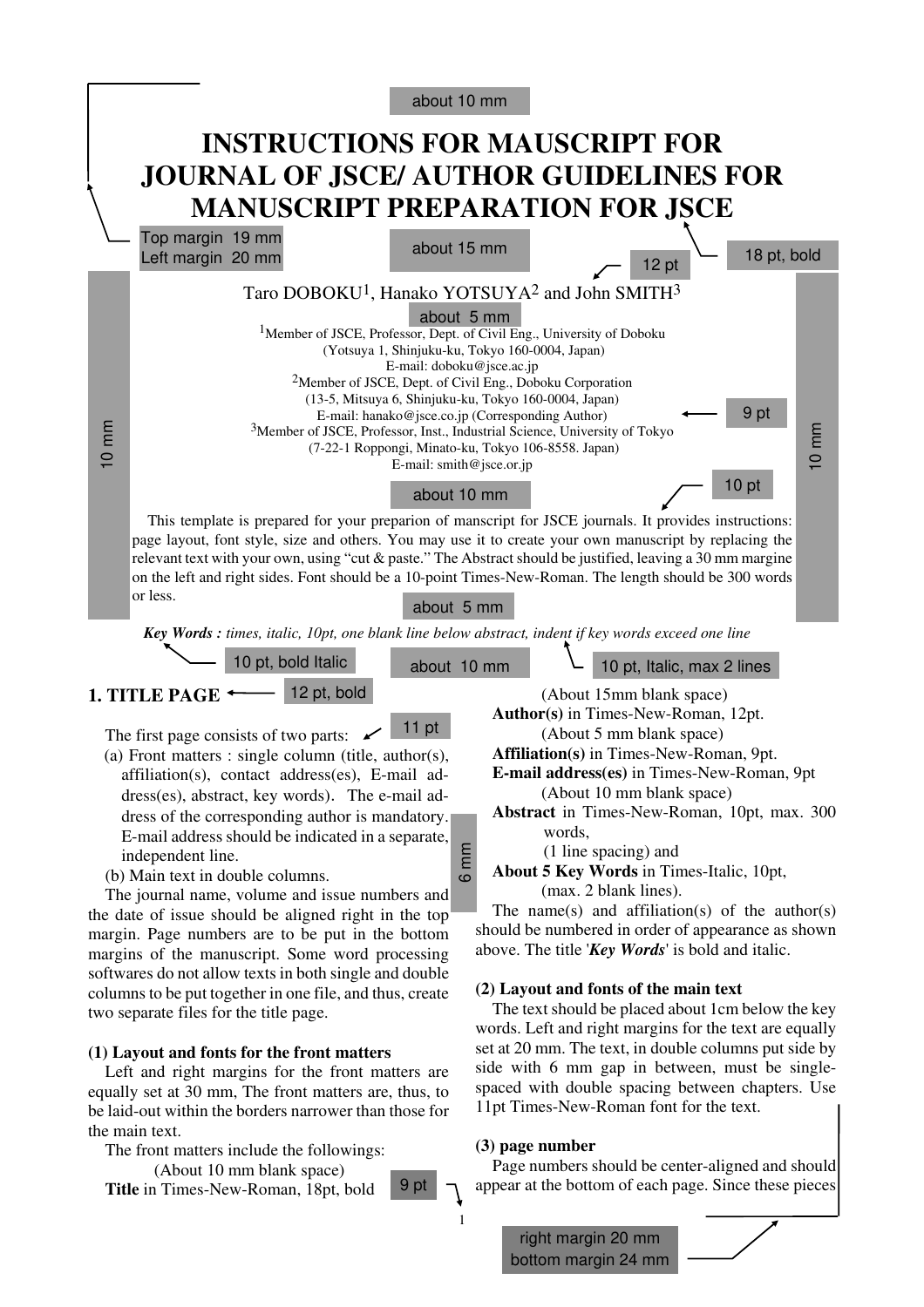# INSTRUCTIONS FOR MAUSCRIPT FOR JOURNAL OF JSCE/ AUTHOR GUIDELINES FOR MANUSCRIPT PREPARATION FOR JSCE

Taro DOBOKU[1], Hanako YOTSUYA[2] and John SMITH[3]

[1]Member of JSCE, Professor, Dept. of Civil Eng., University of Doboku
(Yotsuya 1, Shinjuku-ku, Tokyo 160-0004, Japan)
E-mail: doboku@jsce.ac.jp
[2]Member of JSCE, Dept. of Civil Eng., Doboku Corporation
(13-5, Mitsuya 6, Shinjuku-ku, Tokyo 160-0004, Japan)
E-mail: hanako@jsce.co.jp (Corresponding Author)
[3]Member of JSCE, Professor, Inst., Industrial Science, University of Tokyo
(7-22-1 Roppongi, Minato-ku, Tokyo 106-8558. Japan)
E-mail: smith@jsce.or.jp

This template is prepared for your preparion of manscript for JSCE journals. It provides instructions: page layout, font style, size and others. You may use it to create your own manuscript by replacing the relevant text with your own, using "cut & paste." The Abstract should be justified, leaving a 30 mm margine on the left and right sides. Font should be a 10-point Times-New-Roman. The length should be 300 words or less.

***Key Words :*** *times, italic, 10pt, one blank line below abstract, indent if key words exceed one line*

## 1. TITLE PAGE

The first page consists of two parts:

(a) Front matters : single column (title, author(s), affiliation(s), contact address(es), E-mail address(es), abstract, key words). The e-mail adress of the corresponding author is mandatory. E-mail address should be indicated in a separate, independent line.

(b) Main text in double columns.

The journal name, volume and issue numbers and the date of issue should be aligned right in the top margin. Page numbers are to be put in the bottom margins of the manuscript. Some word processing softwares do not allow texts in both single and double columns to be put together in one file, and thus, create two separate files for the title page.

### (1) Layout and fonts for the front matters

Left and right margins for the front matters are equally set at 30 mm, The front matters are, thus, to be laid-out within the borders narrower than those for the main text.

The front matters include the followings:

(About 10 mm blank space)
**Title** in Times-New-Roman, 18pt, bold
(About 15mm blank space)
**Author(s)** in Times-New-Roman, 12pt.
(About 5 mm blank space)
**Affiliation(s)** in Times-New-Roman, 9pt.
**E-mail address(es)** in Times-New-Roman, 9pt
(About 10 mm blank space)
**Abstract** in Times-New-Roman, 10pt, max. 300 words,
(1 line spacing) and
**About 5 Key Words** in Times-Italic, 10pt,
(max. 2 blank lines).

The name(s) and affiliation(s) of the author(s) should be numbered in order of appearance as shown above. The title '***Key Words***' is bold and italic.

### (2) Layout and fonts of the main text

The text should be placed about 1cm below the key words. Left and right margins for the text are equally set at 20 mm. The text, in double columns put side by side with 6 mm gap in between, must be single-spaced with double spacing between chapters. Use 11pt Times-New-Roman font for the text.

### (3) page number

Page numbers should be center-aligned and should appear at the bottom of each page. Since these pieces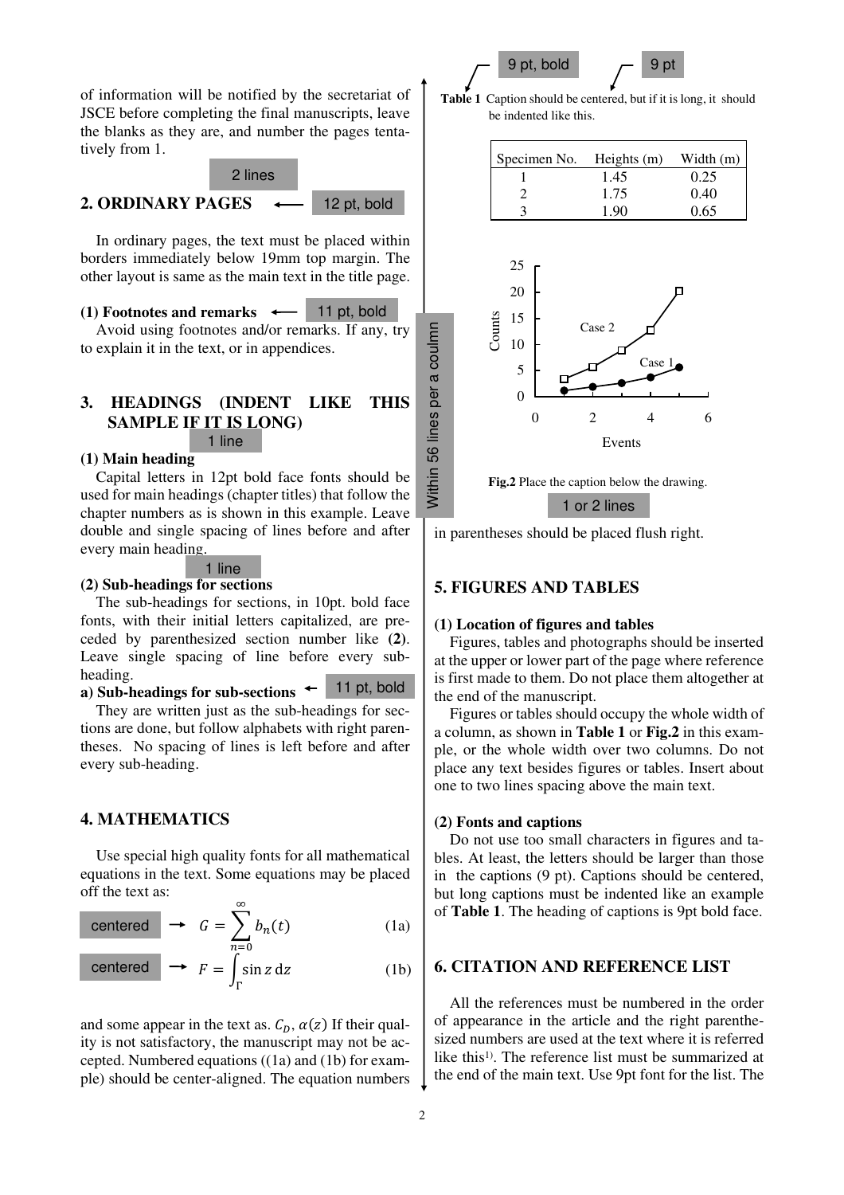of information will be notified by the secretariat of JSCE before completing the final manuscripts, leave the blanks as they are, and number the pages tentatively from 1.

2 lines

## 2. ORDINARY PAGES

12 pt, bold

In ordinary pages, the text must be placed within borders immediately below 19mm top margin. The other layout is same as the main text in the title page.

**(1) Footnotes and remarks**

11 pt, bold

Avoid using footnotes and/or remarks. If any, try to explain it in the text, or in appendices.

## 3. HEADINGS (INDENT LIKE THIS SAMPLE IF IT IS LONG)

1 line

**(1) Main heading**

Capital letters in 12pt bold face fonts should be used for main headings (chapter titles) that follow the chapter numbers as is shown in this example. Leave double and single spacing of lines before and after every main heading.

1 line

**(2) Sub-headings for sections**

The sub-headings for sections, in 10pt. bold face fonts, with their initial letters capitalized, are preceded by parenthesized section number like **(2)**. Leave single spacing of line before every sub-heading.

**a) Sub-headings for sub-sections**

11 pt, bold

They are written just as the sub-headings for sections are done, but follow alphabets with right parentheses. No spacing of lines is left before and after every sub-heading.

## 4. MATHEMATICS

Use special high quality fonts for all mathematical equations in the text. Some equations may be placed off the text as:

centered → $$G = \sum_{n=0}^{\infty} b_n(t) \tag{1a}$$

centered → $$F = \int_{\Gamma} \sin z \, \mathrm{d}z \tag{1b}$$

and some appear in the text as. $C_D$, $\alpha(z)$ If their quality is not satisfactory, the manuscript may not be accepted. Numbered equations ((1a) and (1b) for example) should be center-aligned. The equation numbers

Within 56 lines per a coulmn

9 pt, bold　　9 pt

**Table 1** Caption should be centered, but if it is long, it should be indented like this.

| Specimen No. | Heights (m) | Width (m) |
|---|---|---|
| 1 | 1.45 | 0.25 |
| 2 | 1.75 | 0.40 |
| 3 | 1.90 | 0.65 |

**Fig.2** Place the caption below the drawing.

1 or 2 lines

in parentheses should be placed flush right.

## 5. FIGURES AND TABLES

**(1) Location of figures and tables**

Figures, tables and photographs should be inserted at the upper or lower part of the page where reference is first made to them. Do not place them altogether at the end of the manuscript.

Figures or tables should occupy the whole width of a column, as shown in **Table 1** or **Fig.2** in this example, or the whole width over two columns. Do not place any text besides figures or tables. Insert about one to two lines spacing above the main text.

**(2) Fonts and captions**

Do not use too small characters in figures and tables. At least, the letters should be larger than those in the captions (9 pt). Captions should be centered, but long captions must be indented like an example of **Table 1**. The heading of captions is 9pt bold face.

## 6. CITATION AND REFERENCE LIST

All the references must be numbered in the order of appearance in the article and the right parenthesized numbers are used at the text where it is referred like this[1)]. The reference list must be summarized at the end of the main text. Use 9pt font for the list. The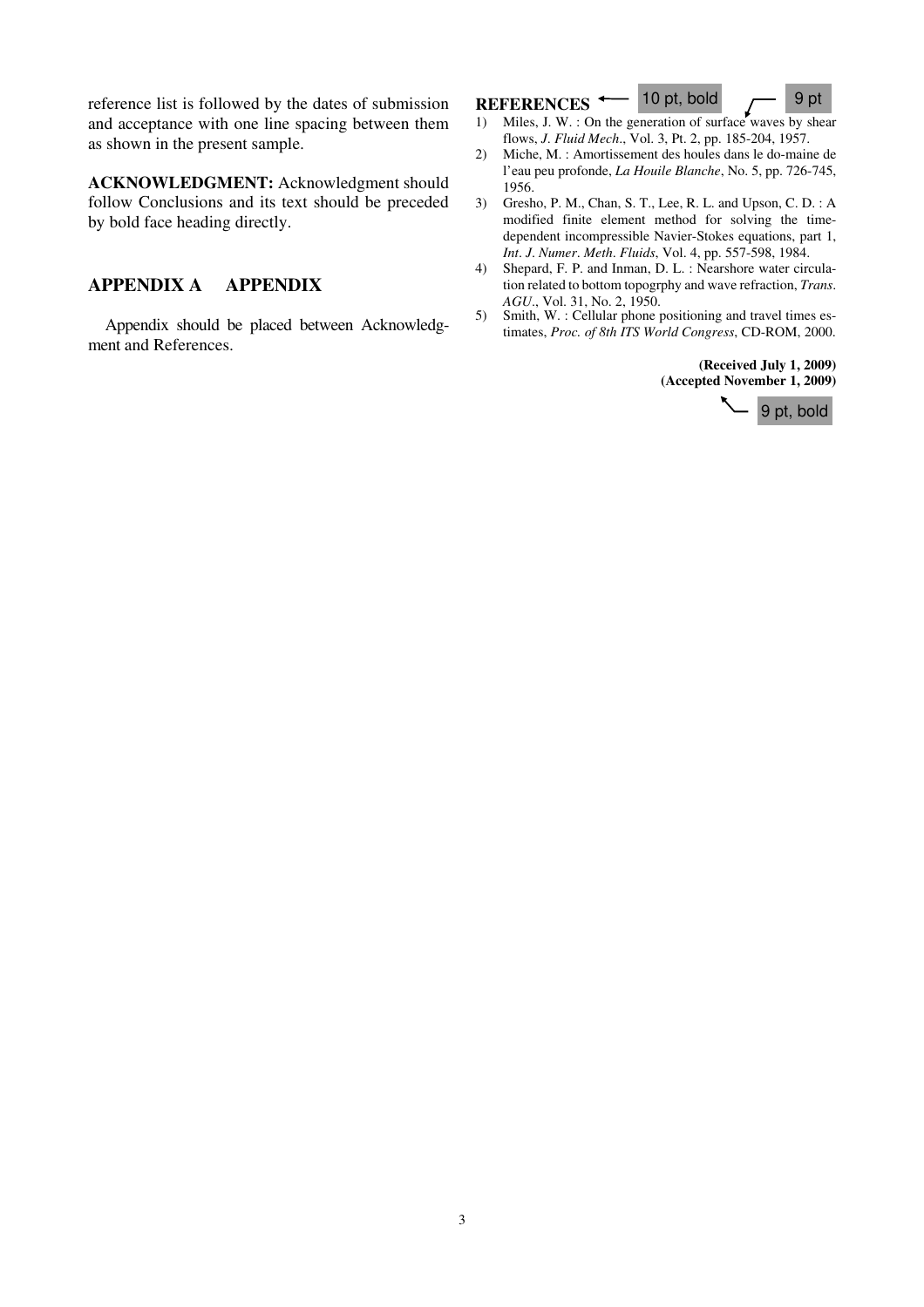reference list is followed by the dates of submission and acceptance with one line spacing between them as shown in the present sample.

**ACKNOWLEDGMENT:** Acknowledgment should follow Conclusions and its text should be preceded by bold face heading directly.

## APPENDIX A APPENDIX

Appendix should be placed between Acknowledgment and References.

## REFERENCES

10 pt, bold

9 pt

1) Miles, J. W. : On the generation of surface waves by shear flows, *J. Fluid Mech.*, Vol. 3, Pt. 2, pp. 185-204, 1957.
2) Miche, M. : Amortissement des houles dans le do-maine de l'eau peu profonde, *La Houile Blanche*, No. 5, pp. 726-745, 1956.
3) Gresho, P. M., Chan, S. T., Lee, R. L. and Upson, C. D. : A modified finite element method for solving the time-dependent incompressible Navier-Stokes equations, part 1, *Int. J. Numer. Meth. Fluids*, Vol. 4, pp. 557-598, 1984.
4) Shepard, F. P. and Inman, D. L. : Nearshore water circulation related to bottom topogrphy and wave refraction, *Trans. AGU.*, Vol. 31, No. 2, 1950.
5) Smith, W. : Cellular phone positioning and travel times estimates, *Proc. of 8th ITS World Congress*, CD-ROM, 2000.

**(Received July 1, 2009)**
**(Accepted November 1, 2009)**

9 pt, bold